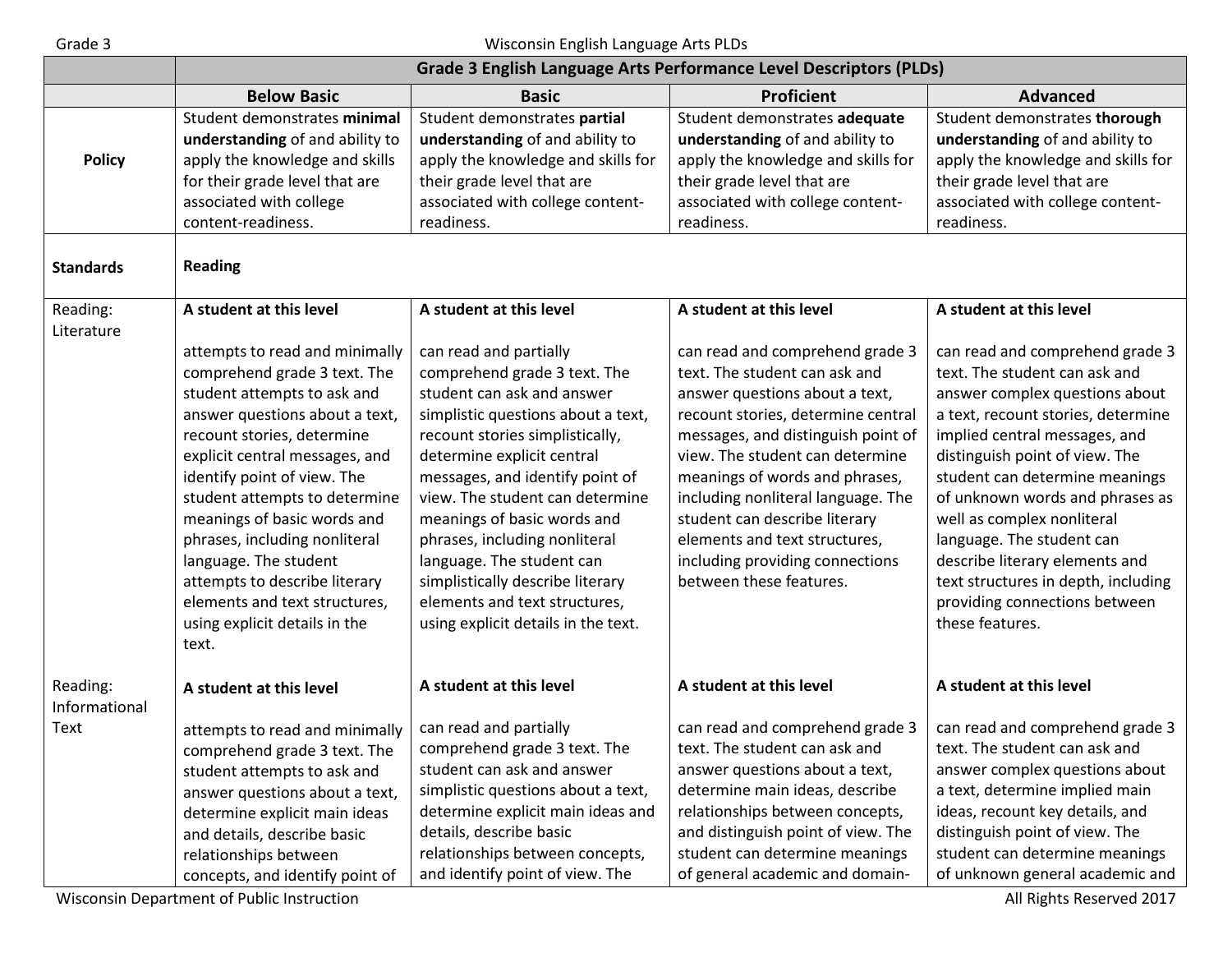| | Grade 3 English Language Arts Performance Level Descriptors (PLDs) | | | |
|---|---|---|---|---|
| | **Below Basic** | **Basic** | **Proficient** | **Advanced** |
| **Policy** | Student demonstrates **minimal understanding** of and ability to apply the knowledge and skills for their grade level that are associated with college content-readiness. | Student demonstrates **partial understanding** of and ability to apply the knowledge and skills for their grade level that are associated with college content-readiness. | Student demonstrates **adequate understanding** of and ability to apply the knowledge and skills for their grade level that are associated with college content-readiness. | Student demonstrates **thorough understanding** of and ability to apply the knowledge and skills for their grade level that are associated with college content-readiness. |
| **Standards** | **Reading** | | | |
| Reading: Literature | **A student at this level**<br><br>attempts to read and minimally comprehend grade 3 text. The student attempts to ask and answer questions about a text, recount stories, determine explicit central messages, and identify point of view. The student attempts to determine meanings of basic words and phrases, including nonliteral language. The student attempts to describe literary elements and text structures, using explicit details in the text. | **A student at this level**<br><br>can read and partially comprehend grade 3 text. The student can ask and answer simplistic questions about a text, recount stories simplistically, determine explicit central messages, and identify point of view. The student can determine meanings of basic words and phrases, including nonliteral language. The student can simplistically describe literary elements and text structures, using explicit details in the text. | **A student at this level**<br><br>can read and comprehend grade 3 text. The student can ask and answer questions about a text, recount stories, determine central messages, and distinguish point of view. The student can determine meanings of words and phrases, including nonliteral language. The student can describe literary elements and text structures, including providing connections between these features. | **A student at this level**<br><br>can read and comprehend grade 3 text. The student can ask and answer complex questions about a text, recount stories, determine implied central messages, and distinguish point of view. The student can determine meanings of unknown words and phrases as well as complex nonliteral language. The student can describe literary elements and text structures in depth, including providing connections between these features. |
| Reading: Informational Text | **A student at this level**<br><br>attempts to read and minimally comprehend grade 3 text. The student attempts to ask and answer questions about a text, determine explicit main ideas and details, describe basic relationships between concepts, and identify point of | **A student at this level**<br><br>can read and partially comprehend grade 3 text. The student can ask and answer simplistic questions about a text, determine explicit main ideas and details, describe basic relationships between concepts, and identify point of view. The | **A student at this level**<br><br>can read and comprehend grade 3 text. The student can ask and answer questions about a text, determine main ideas, describe relationships between concepts, and distinguish point of view. The student can determine meanings of general academic and domain- | **A student at this level**<br><br>can read and comprehend grade 3 text. The student can ask and answer complex questions about a text, determine implied main ideas, recount key details, and distinguish point of view. The student can determine meanings of unknown general academic and |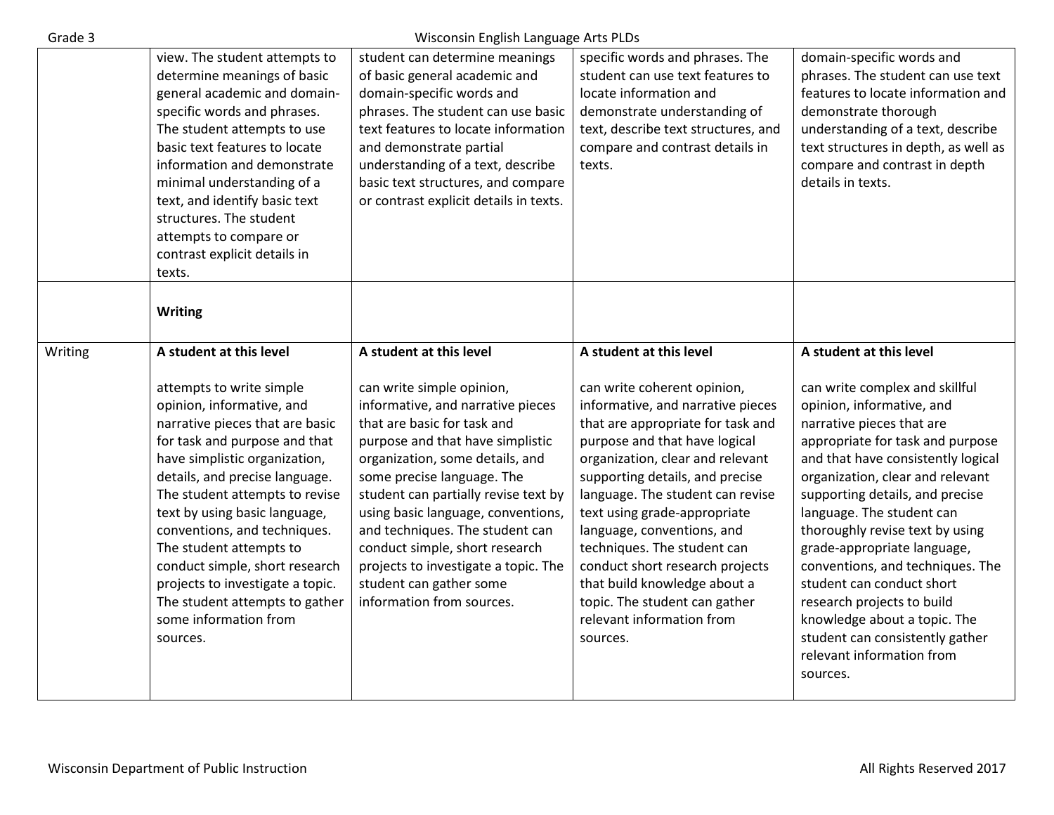| | | | | |
|---|---|---|---|---|
| | view. The student attempts to determine meanings of basic general academic and domain-specific words and phrases. The student attempts to use basic text features to locate information and demonstrate minimal understanding of a text, and identify basic text structures. The student attempts to compare or contrast explicit details in texts. | student can determine meanings of basic general academic and domain-specific words and phrases. The student can use basic text features to locate information and demonstrate partial understanding of a text, describe basic text structures, and compare or contrast explicit details in texts. | specific words and phrases. The student can use text features to locate information and demonstrate understanding of text, describe text structures, and compare and contrast details in texts. | domain-specific words and phrases. The student can use text features to locate information and demonstrate thorough understanding of a text, describe text structures in depth, as well as compare and contrast in depth details in texts. |
| | **Writing** | | | |
| Writing | **A student at this level**<br><br>attempts to write simple opinion, informative, and narrative pieces that are basic for task and purpose and that have simplistic organization, details, and precise language. The student attempts to revise text by using basic language, conventions, and techniques. The student attempts to conduct simple, short research projects to investigate a topic. The student attempts to gather some information from sources. | **A student at this level**<br><br>can write simple opinion, informative, and narrative pieces that are basic for task and purpose and that have simplistic organization, some details, and some precise language. The student can partially revise text by using basic language, conventions, and techniques. The student can conduct simple, short research projects to investigate a topic. The student can gather some information from sources. | **A student at this level**<br><br>can write coherent opinion, informative, and narrative pieces that are appropriate for task and purpose and that have logical organization, clear and relevant supporting details, and precise language. The student can revise text using grade-appropriate language, conventions, and techniques. The student can conduct short research projects that build knowledge about a topic. The student can gather relevant information from sources. | **A student at this level**<br><br>can write complex and skillful opinion, informative, and narrative pieces that are appropriate for task and purpose and that have consistently logical organization, clear and relevant supporting details, and precise language. The student can thoroughly revise text by using grade-appropriate language, conventions, and techniques. The student can conduct short research projects to build knowledge about a topic. The student can consistently gather relevant information from sources. |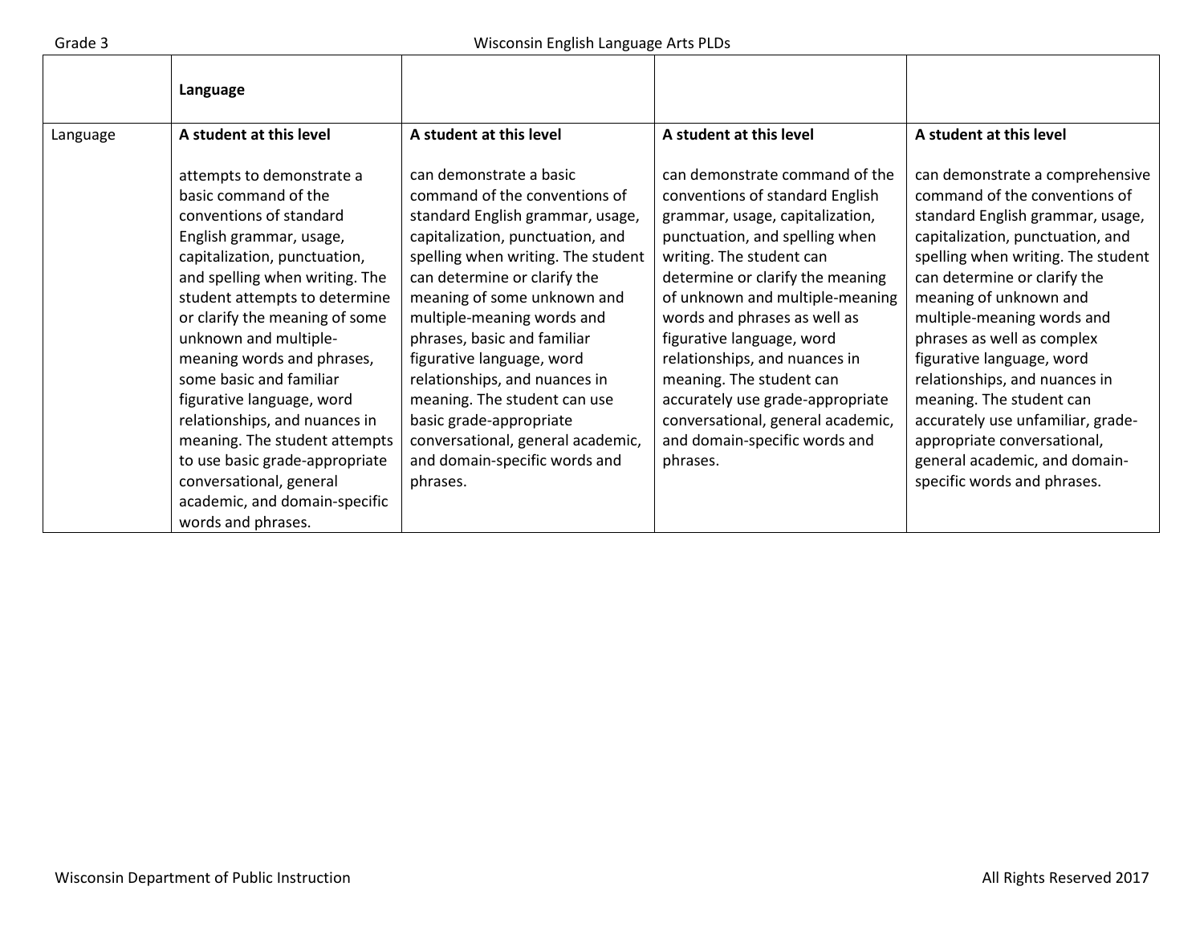| | **Language** | | | |
|---|---|---|---|---|
| Language | **A student at this level**<br><br>attempts to demonstrate a basic command of the conventions of standard English grammar, usage, capitalization, punctuation, and spelling when writing. The student attempts to determine or clarify the meaning of some unknown and multiple-meaning words and phrases, some basic and familiar figurative language, word relationships, and nuances in meaning. The student attempts to use basic grade-appropriate conversational, general academic, and domain-specific words and phrases. | **A student at this level**<br><br>can demonstrate a basic command of the conventions of standard English grammar, usage, capitalization, punctuation, and spelling when writing. The student can determine or clarify the meaning of some unknown and multiple-meaning words and phrases, basic and familiar figurative language, word relationships, and nuances in meaning. The student can use basic grade-appropriate conversational, general academic, and domain-specific words and phrases. | **A student at this level**<br><br>can demonstrate command of the conventions of standard English grammar, usage, capitalization, punctuation, and spelling when writing. The student can determine or clarify the meaning of unknown and multiple-meaning words and phrases as well as figurative language, word relationships, and nuances in meaning. The student can accurately use grade-appropriate conversational, general academic, and domain-specific words and phrases. | **A student at this level**<br><br>can demonstrate a comprehensive command of the conventions of standard English grammar, usage, capitalization, punctuation, and spelling when writing. The student can determine or clarify the meaning of unknown and multiple-meaning words and phrases as well as complex figurative language, word relationships, and nuances in meaning. The student can accurately use unfamiliar, grade-appropriate conversational, general academic, and domain-specific words and phrases. |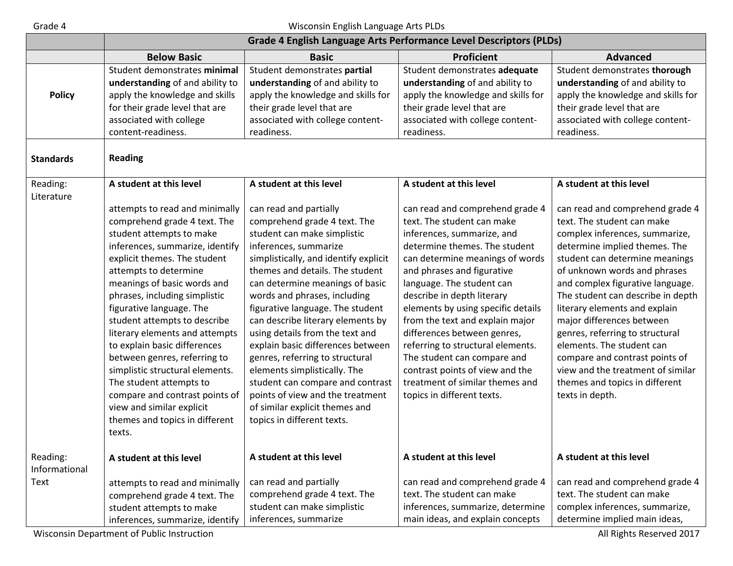| | Grade 4 English Language Arts Performance Level Descriptors (PLDs) | | | |
|---|---|---|---|---|
| | **Below Basic** | **Basic** | **Proficient** | **Advanced** |
| **Policy** | Student demonstrates **minimal understanding** of and ability to apply the knowledge and skills for their grade level that are associated with college content-readiness. | Student demonstrates **partial understanding** of and ability to apply the knowledge and skills for their grade level that are associated with college content-readiness. | Student demonstrates **adequate understanding** of and ability to apply the knowledge and skills for their grade level that are associated with college content-readiness. | Student demonstrates **thorough understanding** of and ability to apply the knowledge and skills for their grade level that are associated with college content-readiness. |
| **Standards** | **Reading** | | | |
| Reading: Literature | **A student at this level** attempts to read and minimally comprehend grade 4 text. The student attempts to make inferences, summarize, identify explicit themes. The student attempts to determine meanings of basic words and phrases, including simplistic figurative language. The student attempts to describe literary elements and attempts to explain basic differences between genres, referring to simplistic structural elements. The student attempts to compare and contrast points of view and similar explicit themes and topics in different texts. | **A student at this level** can read and partially comprehend grade 4 text. The student can make simplistic inferences, summarize simplistically, and identify explicit themes and details. The student can determine meanings of basic words and phrases, including figurative language. The student can describe literary elements by using details from the text and explain basic differences between genres, referring to structural elements simplistically. The student can compare and contrast points of view and the treatment of similar explicit themes and topics in different texts. | **A student at this level** can read and comprehend grade 4 text. The student can make inferences, summarize, and determine themes. The student can determine meanings of words and phrases and figurative language. The student can describe in depth literary elements by using specific details from the text and explain major differences between genres, referring to structural elements. The student can compare and contrast points of view and the treatment of similar themes and topics in different texts. | **A student at this level** can read and comprehend grade 4 text. The student can make complex inferences, summarize, determine implied themes. The student can determine meanings of unknown words and phrases and complex figurative language. The student can describe in depth literary elements and explain major differences between genres, referring to structural elements. The student can compare and contrast points of view and the treatment of similar themes and topics in different texts in depth. |
| Reading: Informational Text | **A student at this level** attempts to read and minimally comprehend grade 4 text. The student attempts to make inferences, summarize, identify | **A student at this level** can read and partially comprehend grade 4 text. The student can make simplistic inferences, summarize | **A student at this level** can read and comprehend grade 4 text. The student can make inferences, summarize, determine main ideas, and explain concepts | **A student at this level** can read and comprehend grade 4 text. The student can make complex inferences, summarize, determine implied main ideas, |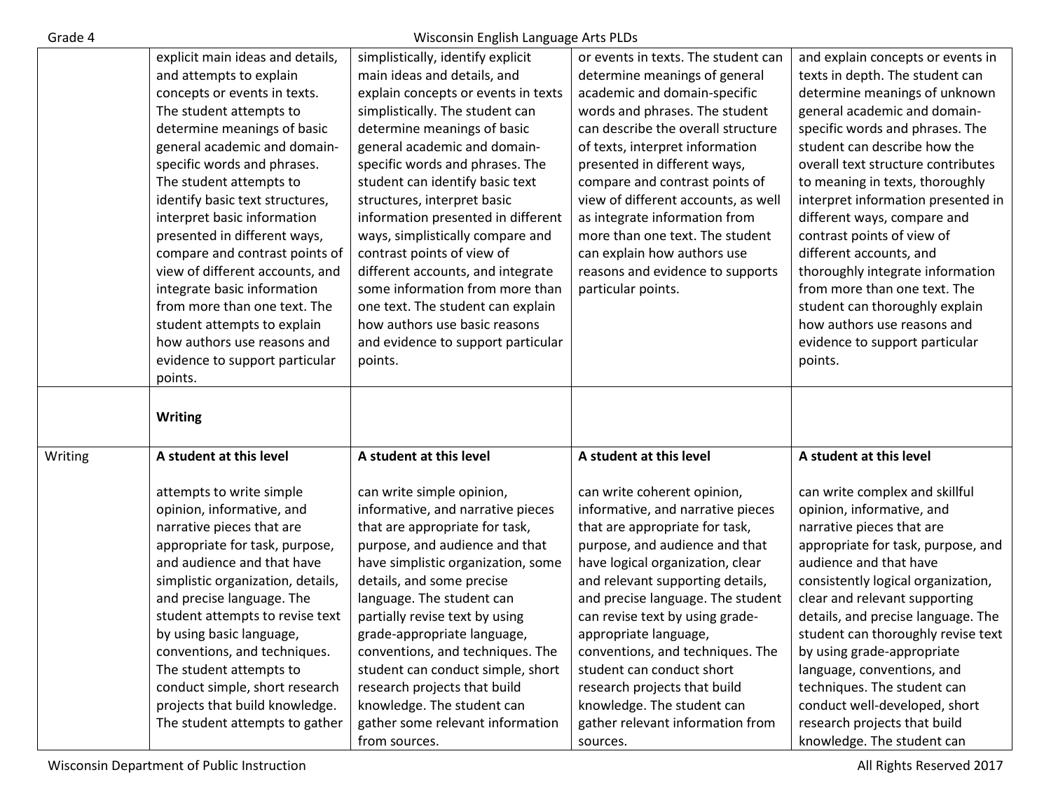| | | | | |
|---|---|---|---|---|
| | explicit main ideas and details, and attempts to explain concepts or events in texts. The student attempts to determine meanings of basic general academic and domain-specific words and phrases. The student attempts to identify basic text structures, interpret basic information presented in different ways, compare and contrast points of view of different accounts, and integrate basic information from more than one text. The student attempts to explain how authors use reasons and evidence to support particular points. | simplistically, identify explicit main ideas and details, and explain concepts or events in texts simplistically. The student can determine meanings of basic general academic and domain-specific words and phrases. The student can identify basic text structures, interpret basic information presented in different ways, simplistically compare and contrast points of view of different accounts, and integrate some information from more than one text. The student can explain how authors use basic reasons and evidence to support particular points. | or events in texts. The student can determine meanings of general academic and domain-specific words and phrases. The student can describe the overall structure of texts, interpret information presented in different ways, compare and contrast points of view of different accounts, as well as integrate information from more than one text. The student can explain how authors use reasons and evidence to supports particular points. | and explain concepts or events in texts in depth. The student can determine meanings of unknown general academic and domain-specific words and phrases. The student can describe how the overall text structure contributes to meaning in texts, thoroughly interpret information presented in different ways, compare and contrast points of view of different accounts, and thoroughly integrate information from more than one text. The student can thoroughly explain how authors use reasons and evidence to support particular points. |
| | **Writing** | | | |
| Writing | **A student at this level**<br><br>attempts to write simple opinion, informative, and narrative pieces that are appropriate for task, purpose, and audience and that have simplistic organization, details, and precise language. The student attempts to revise text by using basic language, conventions, and techniques. The student attempts to conduct simple, short research projects that build knowledge. The student attempts to gather | **A student at this level**<br><br>can write simple opinion, informative, and narrative pieces that are appropriate for task, purpose, and audience and that have simplistic organization, some details, and some precise language. The student can partially revise text by using grade-appropriate language, conventions, and techniques. The student can conduct simple, short research projects that build knowledge. The student can gather some relevant information from sources. | **A student at this level**<br><br>can write coherent opinion, informative, and narrative pieces that are appropriate for task, purpose, and audience and that have logical organization, clear and relevant supporting details, and precise language. The student can revise text by using grade-appropriate language, conventions, and techniques. The student can conduct short research projects that build knowledge. The student can gather relevant information from sources. | **A student at this level**<br><br>can write complex and skillful opinion, informative, and narrative pieces that are appropriate for task, purpose, and audience and that have consistently logical organization, clear and relevant supporting details, and precise language. The student can thoroughly revise text by using grade-appropriate language, conventions, and techniques. The student can conduct well-developed, short research projects that build knowledge. The student can |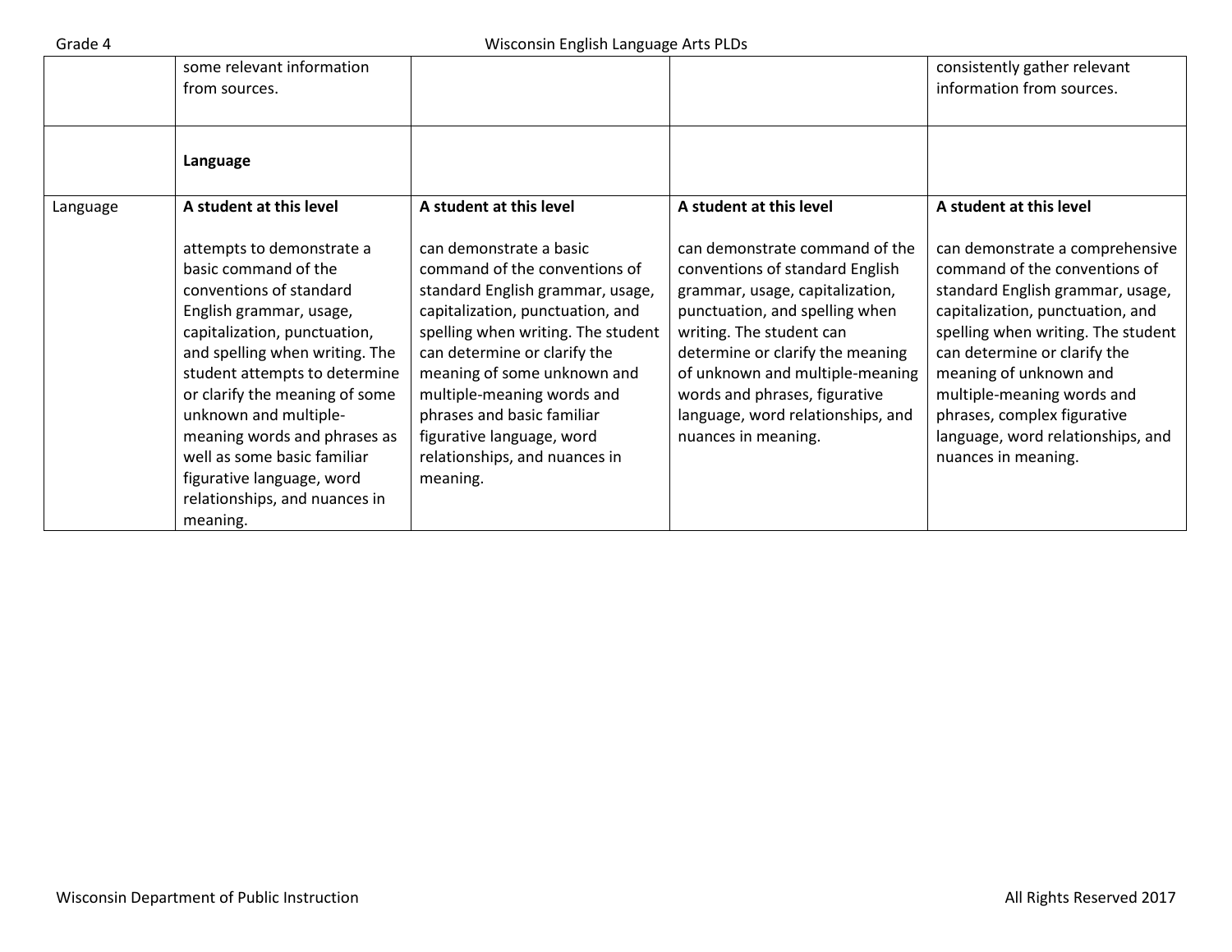| | | | | |
|---|---|---|---|---|
| | some relevant information from sources. | | | consistently gather relevant information from sources. |
| | **Language** | | | |
| Language | **A student at this level**<br><br>attempts to demonstrate a basic command of the conventions of standard English grammar, usage, capitalization, punctuation, and spelling when writing. The student attempts to determine or clarify the meaning of some unknown and multiple-meaning words and phrases as well as some basic familiar figurative language, word relationships, and nuances in meaning. | **A student at this level**<br><br>can demonstrate a basic command of the conventions of standard English grammar, usage, capitalization, punctuation, and spelling when writing. The student can determine or clarify the meaning of some unknown and multiple-meaning words and phrases and basic familiar figurative language, word relationships, and nuances in meaning. | **A student at this level**<br><br>can demonstrate command of the conventions of standard English grammar, usage, capitalization, punctuation, and spelling when writing. The student can determine or clarify the meaning of unknown and multiple-meaning words and phrases, figurative language, word relationships, and nuances in meaning. | **A student at this level**<br><br>can demonstrate a comprehensive command of the conventions of standard English grammar, usage, capitalization, punctuation, and spelling when writing. The student can determine or clarify the meaning of unknown and multiple-meaning words and phrases, complex figurative language, word relationships, and nuances in meaning. |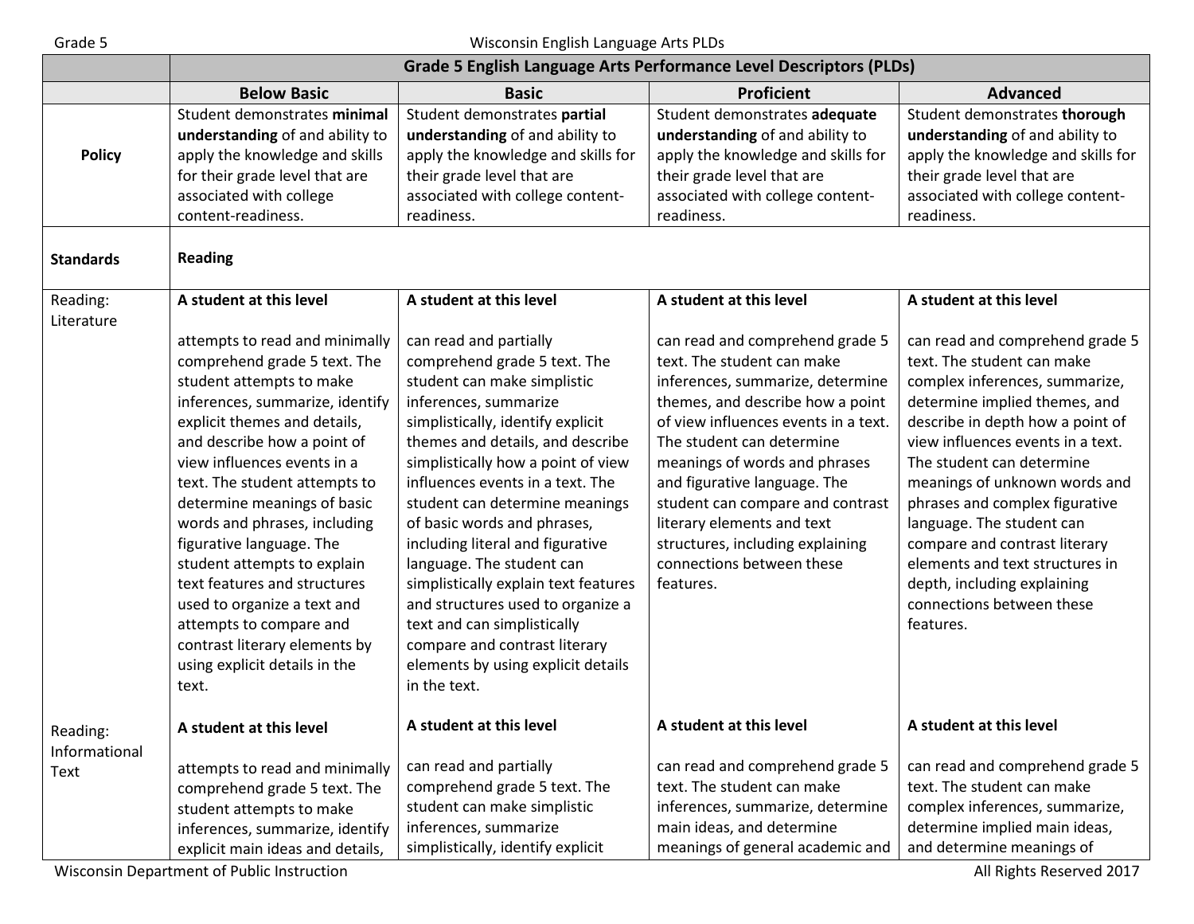| | Grade 5 English Language Arts Performance Level Descriptors (PLDs) | | | |
|---|---|---|---|---|
| | **Below Basic** | **Basic** | **Proficient** | **Advanced** |
| **Policy** | Student demonstrates **minimal understanding** of and ability to apply the knowledge and skills for their grade level that are associated with college content-readiness. | Student demonstrates **partial understanding** of and ability to apply the knowledge and skills for their grade level that are associated with college content-readiness. | Student demonstrates **adequate understanding** of and ability to apply the knowledge and skills for their grade level that are associated with college content-readiness. | Student demonstrates **thorough understanding** of and ability to apply the knowledge and skills for their grade level that are associated with college content-readiness. |
| **Standards** | **Reading** | | | |
| Reading: Literature | **A student at this level**<br><br>attempts to read and minimally comprehend grade 5 text. The student attempts to make inferences, summarize, identify explicit themes and details, and describe how a point of view influences events in a text. The student attempts to determine meanings of basic words and phrases, including figurative language. The student attempts to explain text features and structures used to organize a text and attempts to compare and contrast literary elements by using explicit details in the text. | **A student at this level**<br><br>can read and partially comprehend grade 5 text. The student can make simplistic inferences, summarize simplistically, identify explicit themes and details, and describe simplistically how a point of view influences events in a text. The student can determine meanings of basic words and phrases, including literal and figurative language. The student can simplistically explain text features and structures used to organize a text and can simplistically compare and contrast literary elements by using explicit details in the text. | **A student at this level**<br><br>can read and comprehend grade 5 text. The student can make inferences, summarize, determine themes, and describe how a point of view influences events in a text. The student can determine meanings of words and phrases and figurative language. The student can compare and contrast literary elements and text structures, including explaining connections between these features. | **A student at this level**<br><br>can read and comprehend grade 5 text. The student can make complex inferences, summarize, determine implied themes, and describe in depth how a point of view influences events in a text. The student can determine meanings of unknown words and phrases and complex figurative language. The student can compare and contrast literary elements and text structures in depth, including explaining connections between these features. |
| Reading: Informational Text | **A student at this level**<br><br>attempts to read and minimally comprehend grade 5 text. The student attempts to make inferences, summarize, identify explicit main ideas and details, | **A student at this level**<br><br>can read and partially comprehend grade 5 text. The student can make simplistic inferences, summarize simplistically, identify explicit | **A student at this level**<br><br>can read and comprehend grade 5 text. The student can make inferences, summarize, determine main ideas, and determine meanings of general academic and | **A student at this level**<br><br>can read and comprehend grade 5 text. The student can make complex inferences, summarize, determine implied main ideas, and determine meanings of |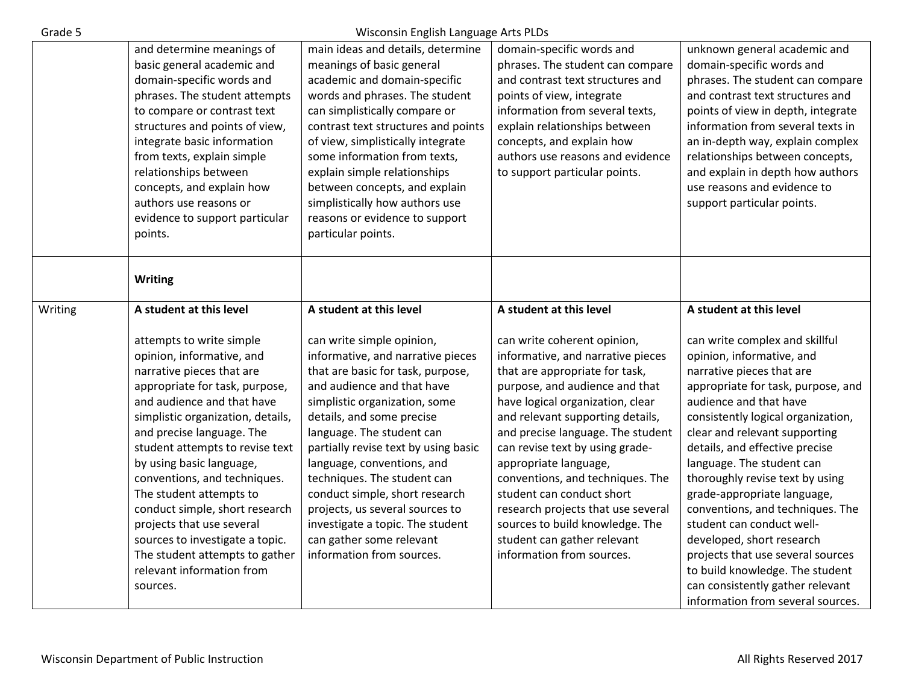| | | | | |
|---|---|---|---|---|
| | and determine meanings of basic general academic and domain-specific words and phrases. The student attempts to compare or contrast text structures and points of view, integrate basic information from texts, explain simple relationships between concepts, and explain how authors use reasons or evidence to support particular points. | main ideas and details, determine meanings of basic general academic and domain-specific words and phrases. The student can simplistically compare or contrast text structures and points of view, simplistically integrate some information from texts, explain simple relationships between concepts, and explain simplistically how authors use reasons or evidence to support particular points. | domain-specific words and phrases. The student can compare and contrast text structures and points of view, integrate information from several texts, explain relationships between concepts, and explain how authors use reasons and evidence to support particular points. | unknown general academic and domain-specific words and phrases. The student can compare and contrast text structures and points of view in depth, integrate information from several texts in an in-depth way, explain complex relationships between concepts, and explain in depth how authors use reasons and evidence to support particular points. |
| | **Writing** | | | |
| Writing | **A student at this level**<br><br>attempts to write simple opinion, informative, and narrative pieces that are appropriate for task, purpose, and audience and that have simplistic organization, details, and precise language. The student attempts to revise text by using basic language, conventions, and techniques. The student attempts to conduct simple, short research projects that use several sources to investigate a topic. The student attempts to gather relevant information from sources. | **A student at this level**<br><br>can write simple opinion, informative, and narrative pieces that are basic for task, purpose, and audience and that have simplistic organization, some details, and some precise language. The student can partially revise text by using basic language, conventions, and techniques. The student can conduct simple, short research projects, us several sources to investigate a topic. The student can gather some relevant information from sources. | **A student at this level**<br><br>can write coherent opinion, informative, and narrative pieces that are appropriate for task, purpose, and audience and that have logical organization, clear and relevant supporting details, and precise language. The student can revise text by using grade-appropriate language, conventions, and techniques. The student can conduct short research projects that use several sources to build knowledge. The student can gather relevant information from sources. | **A student at this level**<br><br>can write complex and skillful opinion, informative, and narrative pieces that are appropriate for task, purpose, and audience and that have consistently logical organization, clear and relevant supporting details, and effective precise language. The student can thoroughly revise text by using grade-appropriate language, conventions, and techniques. The student can conduct well-developed, short research projects that use several sources to build knowledge. The student can consistently gather relevant information from several sources. |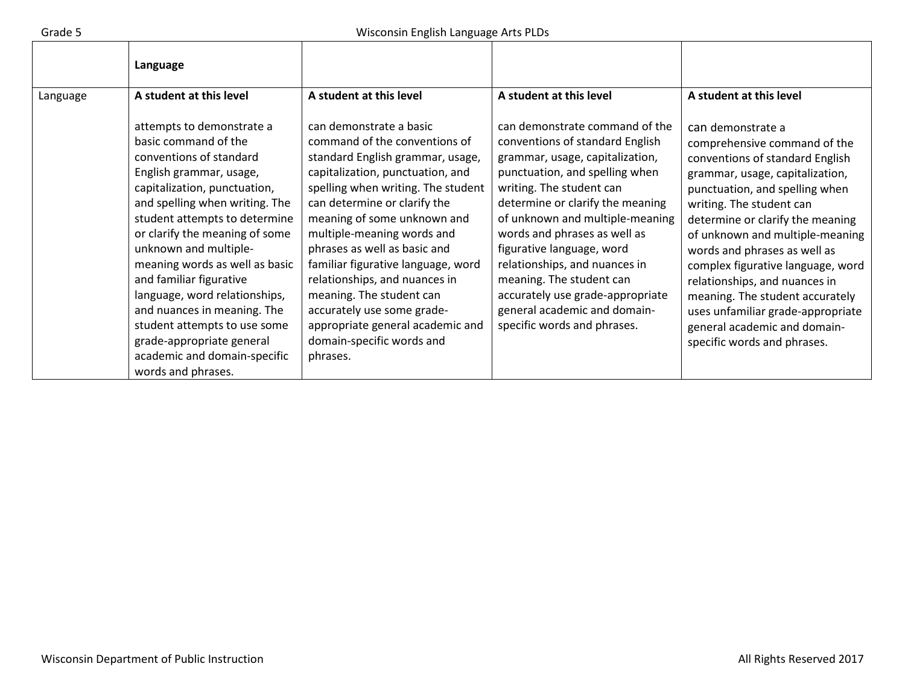|  | **Language** |  |  |  |
|---|---|---|---|---|
| Language | **A student at this level**<br><br>attempts to demonstrate a basic command of the conventions of standard English grammar, usage, capitalization, punctuation, and spelling when writing. The student attempts to determine or clarify the meaning of some unknown and multiple-meaning words as well as basic and familiar figurative language, word relationships, and nuances in meaning. The student attempts to use some grade-appropriate general academic and domain-specific words and phrases. | **A student at this level**<br><br>can demonstrate a basic command of the conventions of standard English grammar, usage, capitalization, punctuation, and spelling when writing. The student can determine or clarify the meaning of some unknown and multiple-meaning words and phrases as well as basic and familiar figurative language, word relationships, and nuances in meaning. The student can accurately use some grade-appropriate general academic and domain-specific words and phrases. | **A student at this level**<br><br>can demonstrate command of the conventions of standard English grammar, usage, capitalization, punctuation, and spelling when writing. The student can determine or clarify the meaning of unknown and multiple-meaning words and phrases as well as figurative language, word relationships, and nuances in meaning. The student can accurately use grade-appropriate general academic and domain-specific words and phrases. | **A student at this level**<br><br>can demonstrate a comprehensive command of the conventions of standard English grammar, usage, capitalization, punctuation, and spelling when writing. The student can determine or clarify the meaning of unknown and multiple-meaning words and phrases as well as complex figurative language, word relationships, and nuances in meaning. The student accurately uses unfamiliar grade-appropriate general academic and domain-specific words and phrases. |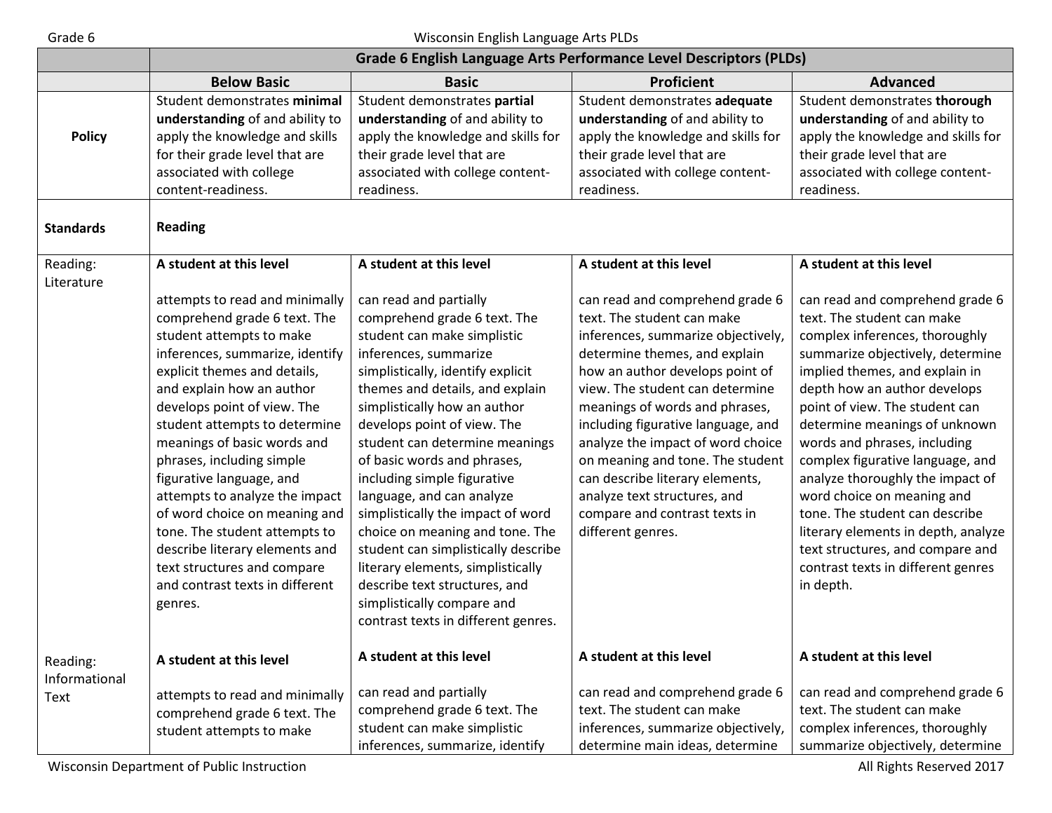| | Grade 6 English Language Arts Performance Level Descriptors (PLDs) | | | |
|---|---|---|---|---|
| | **Below Basic** | **Basic** | **Proficient** | **Advanced** |
| **Policy** | Student demonstrates **minimal understanding** of and ability to apply the knowledge and skills for their grade level that are associated with college content-readiness. | Student demonstrates **partial understanding** of and ability to apply the knowledge and skills for their grade level that are associated with college content-readiness. | Student demonstrates **adequate understanding** of and ability to apply the knowledge and skills for their grade level that are associated with college content-readiness. | Student demonstrates **thorough understanding** of and ability to apply the knowledge and skills for their grade level that are associated with college content-readiness. |
| **Standards** | **Reading** | | | |
| Reading: Literature | **A student at this level** attempts to read and minimally comprehend grade 6 text. The student attempts to make inferences, summarize, identify explicit themes and details, and explain how an author develops point of view. The student attempts to determine meanings of basic words and phrases, including simple figurative language, and attempts to analyze the impact of word choice on meaning and tone. The student attempts to describe literary elements and text structures and compare and contrast texts in different genres. | **A student at this level** can read and partially comprehend grade 6 text. The student can make simplistic inferences, summarize simplistically, identify explicit themes and details, and explain simplistically how an author develops point of view. The student can determine meanings of basic words and phrases, including simple figurative language, and can analyze simplistically the impact of word choice on meaning and tone. The student can simplistically describe literary elements, simplistically describe text structures, and simplistically compare and contrast texts in different genres. | **A student at this level** can read and comprehend grade 6 text. The student can make inferences, summarize objectively, determine themes, and explain how an author develops point of view. The student can determine meanings of words and phrases, including figurative language, and analyze the impact of word choice on meaning and tone. The student can describe literary elements, analyze text structures, and compare and contrast texts in different genres. | **A student at this level** can read and comprehend grade 6 text. The student can make complex inferences, thoroughly summarize objectively, determine implied themes, and explain in depth how an author develops point of view. The student can determine meanings of unknown words and phrases, including complex figurative language, and analyze thoroughly the impact of word choice on meaning and tone. The student can describe literary elements in depth, analyze text structures, and compare and contrast texts in different genres in depth. |
| Reading: Informational Text | **A student at this level** attempts to read and minimally comprehend grade 6 text. The student attempts to make | **A student at this level** can read and partially comprehend grade 6 text. The student can make simplistic inferences, summarize, identify | **A student at this level** can read and comprehend grade 6 text. The student can make inferences, summarize objectively, determine main ideas, determine | **A student at this level** can read and comprehend grade 6 text. The student can make complex inferences, thoroughly summarize objectively, determine |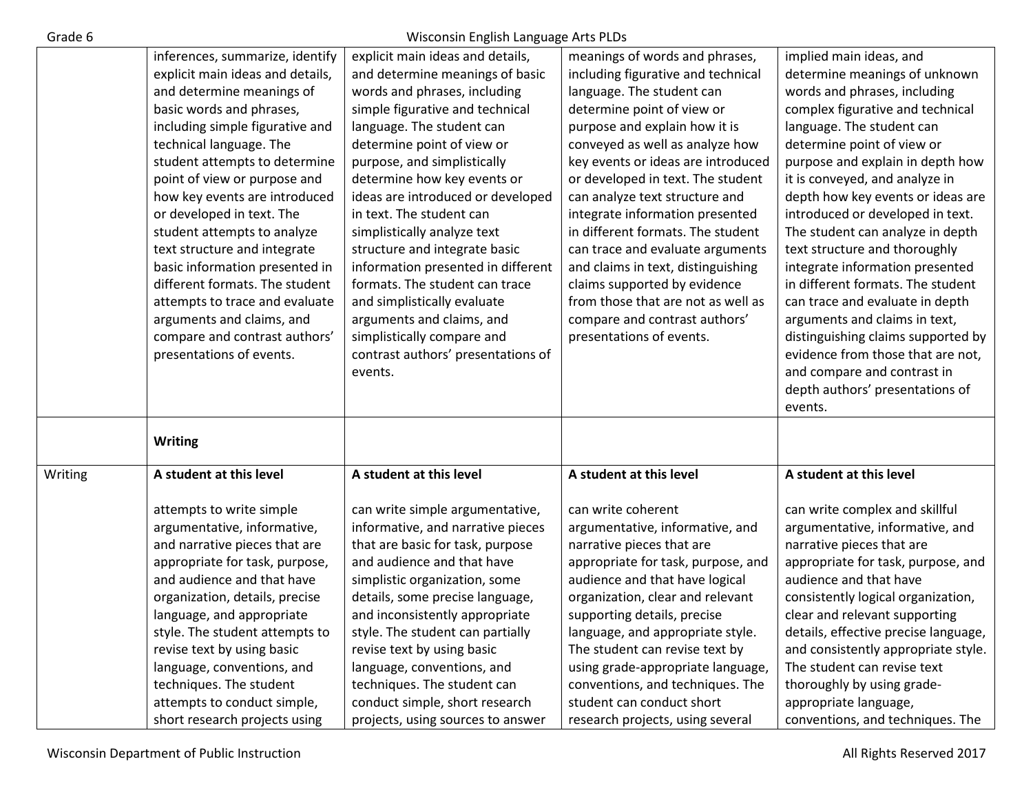| | | | | |
|---|---|---|---|---|
| | inferences, summarize, identify explicit main ideas and details, and determine meanings of basic words and phrases, including simple figurative and technical language. The student attempts to determine point of view or purpose and how key events are introduced or developed in text. The student attempts to analyze text structure and integrate basic information presented in different formats. The student attempts to trace and evaluate arguments and claims, and compare and contrast authors' presentations of events. | explicit main ideas and details, and determine meanings of basic words and phrases, including simple figurative and technical language. The student can determine point of view or purpose, and simplistically determine how key events or ideas are introduced or developed in text. The student can simplistically analyze text structure and integrate basic information presented in different formats. The student can trace and simplistically evaluate arguments and claims, and simplistically compare and contrast authors' presentations of events. | meanings of words and phrases, including figurative and technical language. The student can determine point of view or purpose and explain how it is conveyed as well as analyze how key events or ideas are introduced or developed in text. The student can analyze text structure and integrate information presented in different formats. The student can trace and evaluate arguments and claims in text, distinguishing claims supported by evidence from those that are not as well as compare and contrast authors' presentations of events. | implied main ideas, and determine meanings of unknown words and phrases, including complex figurative and technical language. The student can determine point of view or purpose and explain in depth how it is conveyed, and analyze in depth how key events or ideas are introduced or developed in text. The student can analyze in depth text structure and thoroughly integrate information presented in different formats. The student can trace and evaluate in depth arguments and claims in text, distinguishing claims supported by evidence from those that are not, and compare and contrast in depth authors' presentations of events. |
| | **Writing** | | | |
| Writing | **A student at this level**<br><br>attempts to write simple argumentative, informative, and narrative pieces that are appropriate for task, purpose, and audience and that have organization, details, precise language, and appropriate style. The student attempts to revise text by using basic language, conventions, and techniques. The student attempts to conduct simple, short research projects using | **A student at this level**<br><br>can write simple argumentative, informative, and narrative pieces that are basic for task, purpose and audience and that have simplistic organization, some details, some precise language, and inconsistently appropriate style. The student can partially revise text by using basic language, conventions, and techniques. The student can conduct simple, short research projects, using sources to answer | **A student at this level**<br><br>can write coherent argumentative, informative, and narrative pieces that are appropriate for task, purpose, and audience and that have logical organization, clear and relevant supporting details, precise language, and appropriate style. The student can revise text by using grade-appropriate language, conventions, and techniques. The student can conduct short research projects, using several | **A student at this level**<br><br>can write complex and skillful argumentative, informative, and narrative pieces that are appropriate for task, purpose, and audience and that have consistently logical organization, clear and relevant supporting details, effective precise language, and consistently appropriate style. The student can revise text thoroughly by using grade-appropriate language, conventions, and techniques. The |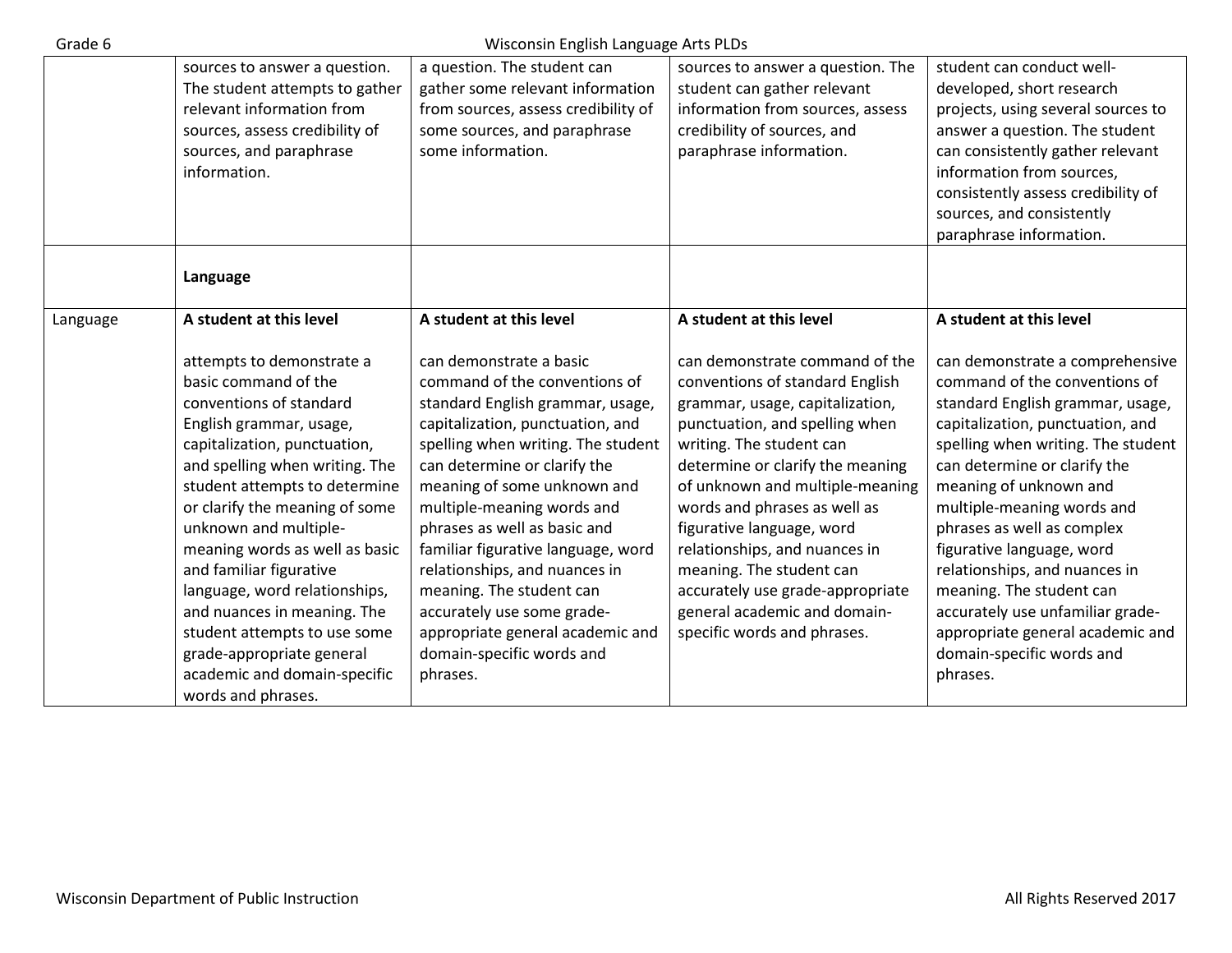| | | | | |
|---|---|---|---|---|
| | sources to answer a question. The student attempts to gather relevant information from sources, assess credibility of sources, and paraphrase information. | a question. The student can gather some relevant information from sources, assess credibility of some sources, and paraphrase some information. | sources to answer a question. The student can gather relevant information from sources, assess credibility of sources, and paraphrase information. | student can conduct well-developed, short research projects, using several sources to answer a question. The student can consistently gather relevant information from sources, consistently assess credibility of sources, and consistently paraphrase information. |
| | **Language** | | | |
| Language | **A student at this level**<br><br>attempts to demonstrate a basic command of the conventions of standard English grammar, usage, capitalization, punctuation, and spelling when writing. The student attempts to determine or clarify the meaning of some unknown and multiple-meaning words as well as basic and familiar figurative language, word relationships, and nuances in meaning. The student attempts to use some grade-appropriate general academic and domain-specific words and phrases. | **A student at this level**<br><br>can demonstrate a basic command of the conventions of standard English grammar, usage, capitalization, punctuation, and spelling when writing. The student can determine or clarify the meaning of some unknown and multiple-meaning words and phrases as well as basic and familiar figurative language, word relationships, and nuances in meaning. The student can accurately use some grade-appropriate general academic and domain-specific words and phrases. | **A student at this level**<br><br>can demonstrate command of the conventions of standard English grammar, usage, capitalization, punctuation, and spelling when writing. The student can determine or clarify the meaning of unknown and multiple-meaning words and phrases as well as figurative language, word relationships, and nuances in meaning. The student can accurately use grade-appropriate general academic and domain-specific words and phrases. | **A student at this level**<br><br>can demonstrate a comprehensive command of the conventions of standard English grammar, usage, capitalization, punctuation, and spelling when writing. The student can determine or clarify the meaning of unknown and multiple-meaning words and phrases as well as complex figurative language, word relationships, and nuances in meaning. The student can accurately use unfamiliar grade-appropriate general academic and domain-specific words and phrases. |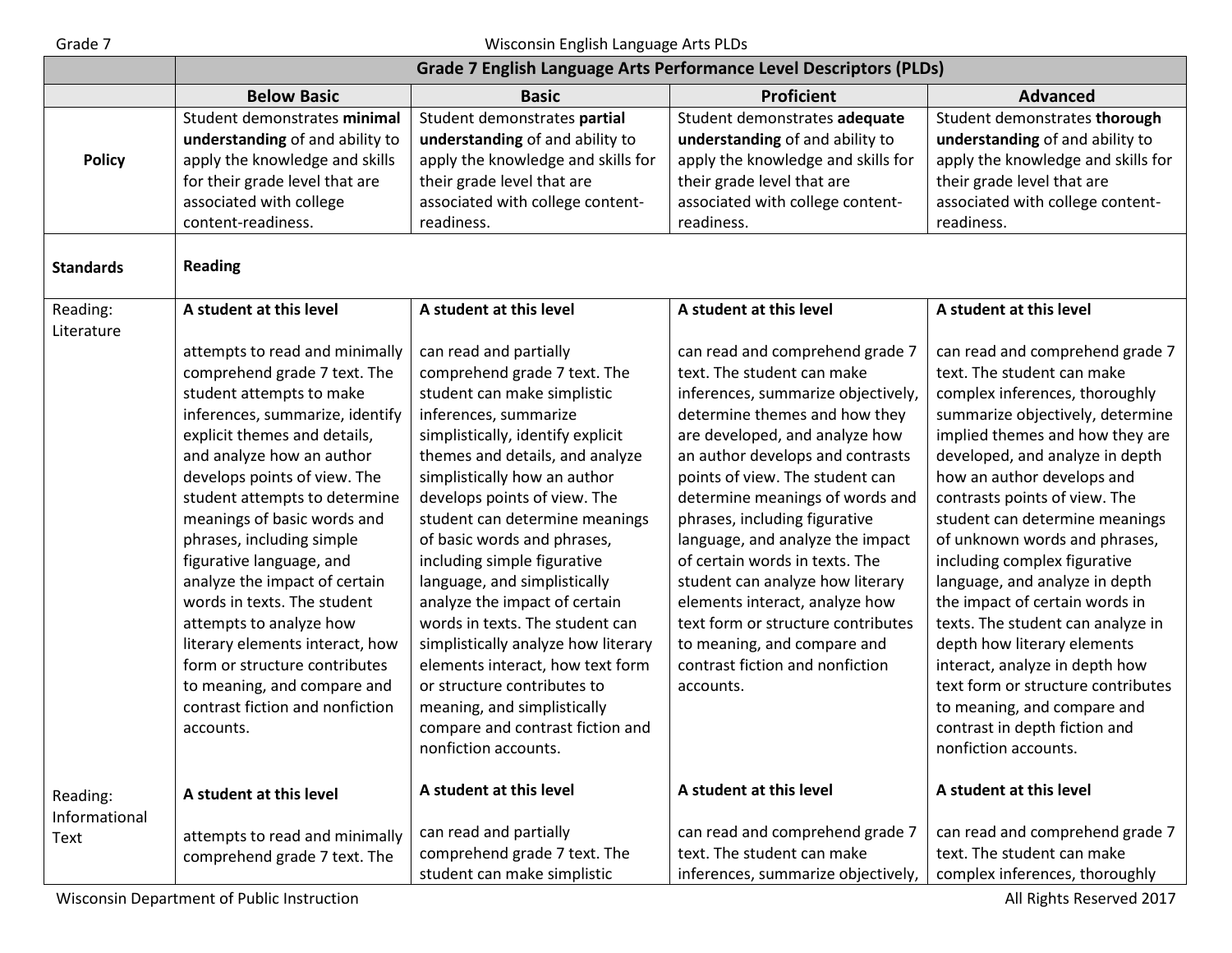| | **Grade 7 English Language Arts Performance Level Descriptors (PLDs)** | | | |
|---|---|---|---|---|
| | **Below Basic** | **Basic** | **Proficient** | **Advanced** |
| **Policy** | Student demonstrates **minimal understanding** of and ability to apply the knowledge and skills for their grade level that are associated with college content-readiness. | Student demonstrates **partial understanding** of and ability to apply the knowledge and skills for their grade level that are associated with college content-readiness. | Student demonstrates **adequate understanding** of and ability to apply the knowledge and skills for their grade level that are associated with college content-readiness. | Student demonstrates **thorough understanding** of and ability to apply the knowledge and skills for their grade level that are associated with college content-readiness. |
| **Standards** | **Reading** | | | |
| Reading: Literature | **A student at this level**<br><br>attempts to read and minimally comprehend grade 7 text. The student attempts to make inferences, summarize, identify explicit themes and details, and analyze how an author develops points of view. The student attempts to determine meanings of basic words and phrases, including simple figurative language, and analyze the impact of certain words in texts. The student attempts to analyze how literary elements interact, how form or structure contributes to meaning, and compare and contrast fiction and nonfiction accounts. | **A student at this level**<br><br>can read and partially comprehend grade 7 text. The student can make simplistic inferences, summarize simplistically, identify explicit themes and details, and analyze simplistically how an author develops points of view. The student can determine meanings of basic words and phrases, including simple figurative language, and simplistically analyze the impact of certain words in texts. The student can simplistically analyze how literary elements interact, how text form or structure contributes to meaning, and simplistically compare and contrast fiction and nonfiction accounts. | **A student at this level**<br><br>can read and comprehend grade 7 text. The student can make inferences, summarize objectively, determine themes and how they are developed, and analyze how an author develops and contrasts points of view. The student can determine meanings of words and phrases, including figurative language, and analyze the impact of certain words in texts. The student can analyze how literary elements interact, analyze how text form or structure contributes to meaning, and compare and contrast fiction and nonfiction accounts. | **A student at this level**<br><br>can read and comprehend grade 7 text. The student can make complex inferences, thoroughly summarize objectively, determine implied themes and how they are developed, and analyze in depth how an author develops and contrasts points of view. The student can determine meanings of unknown words and phrases, including complex figurative language, and analyze in depth the impact of certain words in texts. The student can analyze in depth how literary elements interact, analyze in depth how text form or structure contributes to meaning, and compare and contrast in depth fiction and nonfiction accounts. |
| Reading: Informational Text | **A student at this level**<br><br>attempts to read and minimally comprehend grade 7 text. The | **A student at this level**<br><br>can read and partially comprehend grade 7 text. The student can make simplistic | **A student at this level**<br><br>can read and comprehend grade 7 text. The student can make inferences, summarize objectively, | **A student at this level**<br><br>can read and comprehend grade 7 text. The student can make complex inferences, thoroughly |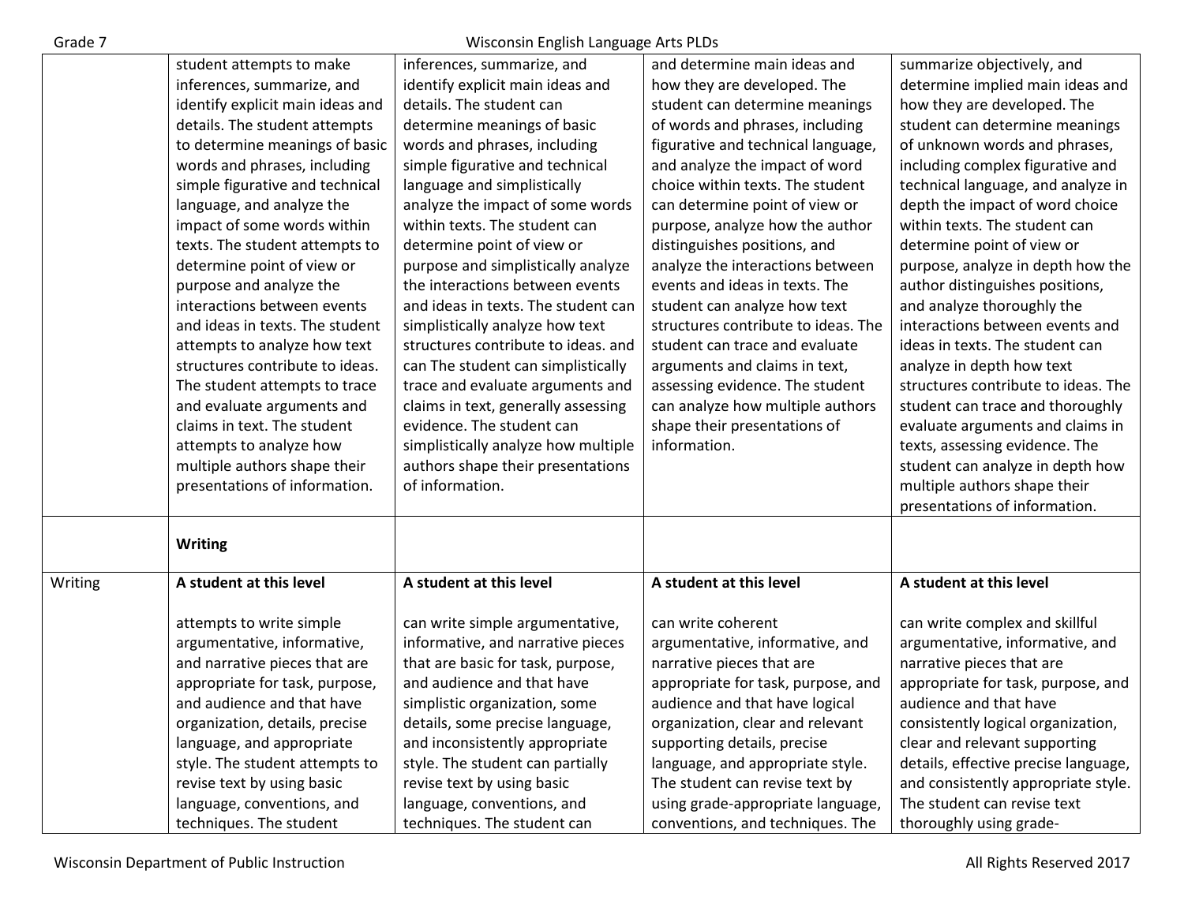| | | | | |
|---|---|---|---|---|
| | student attempts to make inferences, summarize, and identify explicit main ideas and details. The student attempts to determine meanings of basic words and phrases, including simple figurative and technical language, and analyze the impact of some words within texts. The student attempts to determine point of view or purpose and analyze the interactions between events and ideas in texts. The student attempts to analyze how text structures contribute to ideas. The student attempts to trace and evaluate arguments and claims in text. The student attempts to analyze how multiple authors shape their presentations of information. | inferences, summarize, and identify explicit main ideas and details. The student can determine meanings of basic words and phrases, including simple figurative and technical language and simplistically analyze the impact of some words within texts. The student can determine point of view or purpose and simplistically analyze the interactions between events and ideas in texts. The student can simplistically analyze how text structures contribute to ideas. and can The student can simplistically trace and evaluate arguments and claims in text, generally assessing evidence. The student can simplistically analyze how multiple authors shape their presentations of information. | and determine main ideas and how they are developed. The student can determine meanings of words and phrases, including figurative and technical language, and analyze the impact of word choice within texts. The student can determine point of view or purpose, analyze how the author distinguishes positions, and analyze the interactions between events and ideas in texts. The student can analyze how text structures contribute to ideas. The student can trace and evaluate arguments and claims in text, assessing evidence. The student can analyze how multiple authors shape their presentations of information. | summarize objectively, and determine implied main ideas and how they are developed. The student can determine meanings of unknown words and phrases, including complex figurative and technical language, and analyze in depth the impact of word choice within texts. The student can determine point of view or purpose, analyze in depth how the author distinguishes positions, and analyze thoroughly the interactions between events and ideas in texts. The student can analyze in depth how text structures contribute to ideas. The student can trace and thoroughly evaluate arguments and claims in texts, assessing evidence. The student can analyze in depth how multiple authors shape their presentations of information. |
| | **Writing** | | | |
| Writing | **A student at this level**<br><br>attempts to write simple argumentative, informative, and narrative pieces that are appropriate for task, purpose, and audience and that have organization, details, precise language, and appropriate style. The student attempts to revise text by using basic language, conventions, and techniques. The student | **A student at this level**<br><br>can write simple argumentative, informative, and narrative pieces that are basic for task, purpose, and audience and that have simplistic organization, some details, some precise language, and inconsistently appropriate style. The student can partially revise text by using basic language, conventions, and techniques. The student can | **A student at this level**<br><br>can write coherent argumentative, informative, and narrative pieces that are appropriate for task, purpose, and audience and that have logical organization, clear and relevant supporting details, precise language, and appropriate style. The student can revise text by using grade-appropriate language, conventions, and techniques. The | **A student at this level**<br><br>can write complex and skillful argumentative, informative, and narrative pieces that are appropriate for task, purpose, and audience and that have consistently logical organization, clear and relevant supporting details, effective precise language, and consistently appropriate style. The student can revise text thoroughly using grade- |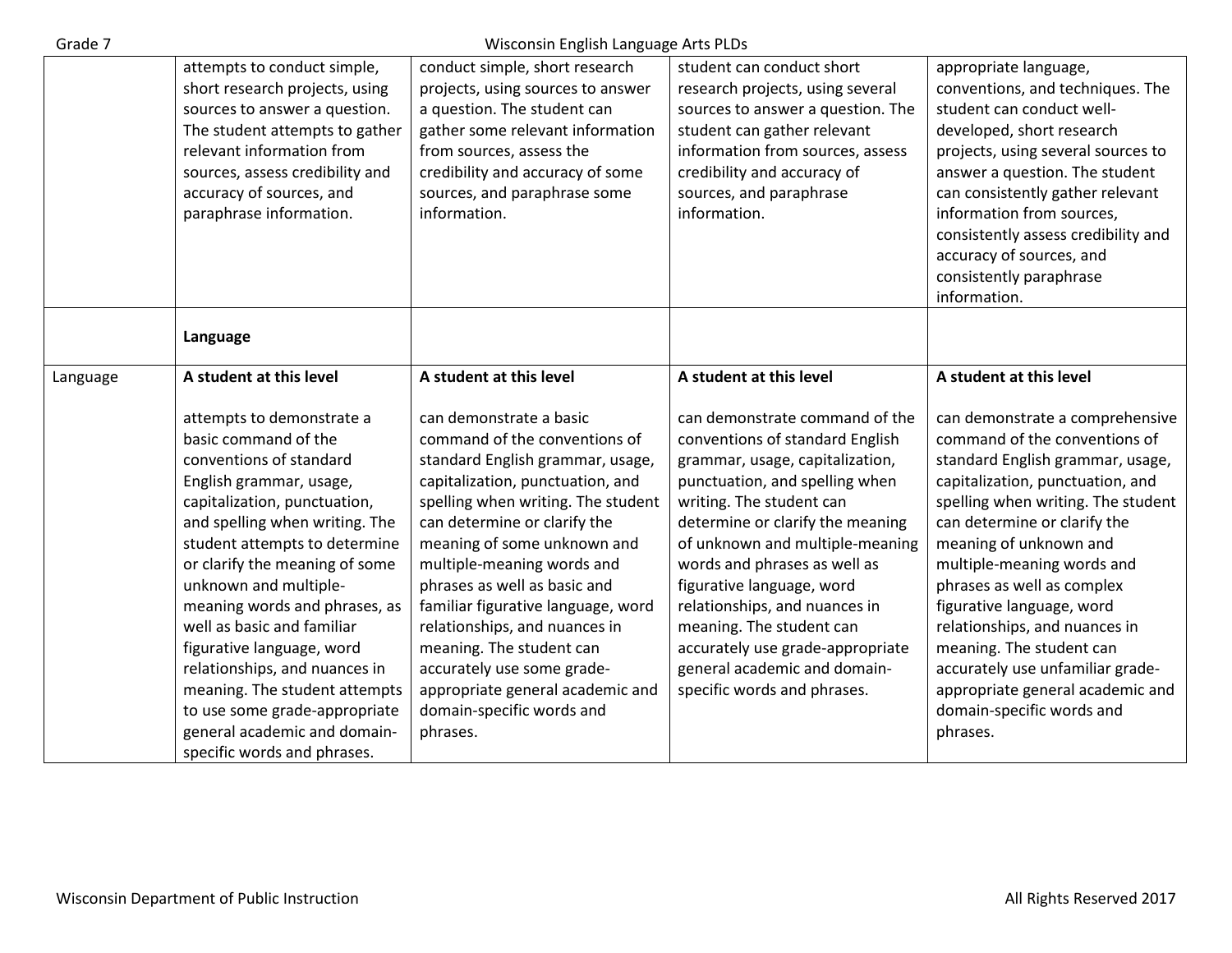| | | | | |
|---|---|---|---|---|
| | attempts to conduct simple, short research projects, using sources to answer a question. The student attempts to gather relevant information from sources, assess credibility and accuracy of sources, and paraphrase information. | conduct simple, short research projects, using sources to answer a question. The student can gather some relevant information from sources, assess the credibility and accuracy of some sources, and paraphrase some information. | student can conduct short research projects, using several sources to answer a question. The student can gather relevant information from sources, assess credibility and accuracy of sources, and paraphrase information. | appropriate language, conventions, and techniques. The student can conduct well-developed, short research projects, using several sources to answer a question. The student can consistently gather relevant information from sources, consistently assess credibility and accuracy of sources, and consistently paraphrase information. |
| | **Language** | | | |
| Language | **A student at this level**<br><br>attempts to demonstrate a basic command of the conventions of standard English grammar, usage, capitalization, punctuation, and spelling when writing. The student attempts to determine or clarify the meaning of some unknown and multiple-meaning words and phrases, as well as basic and familiar figurative language, word relationships, and nuances in meaning. The student attempts to use some grade-appropriate general academic and domain-specific words and phrases. | **A student at this level**<br><br>can demonstrate a basic command of the conventions of standard English grammar, usage, capitalization, punctuation, and spelling when writing. The student can determine or clarify the meaning of some unknown and multiple-meaning words and phrases as well as basic and familiar figurative language, word relationships, and nuances in meaning. The student can accurately use some grade-appropriate general academic and domain-specific words and phrases. | **A student at this level**<br><br>can demonstrate command of the conventions of standard English grammar, usage, capitalization, punctuation, and spelling when writing. The student can determine or clarify the meaning of unknown and multiple-meaning words and phrases as well as figurative language, word relationships, and nuances in meaning. The student can accurately use grade-appropriate general academic and domain-specific words and phrases. | **A student at this level**<br><br>can demonstrate a comprehensive command of the conventions of standard English grammar, usage, capitalization, punctuation, and spelling when writing. The student can determine or clarify the meaning of unknown and multiple-meaning words and phrases as well as complex figurative language, word relationships, and nuances in meaning. The student can accurately use unfamiliar grade-appropriate general academic and domain-specific words and phrases. |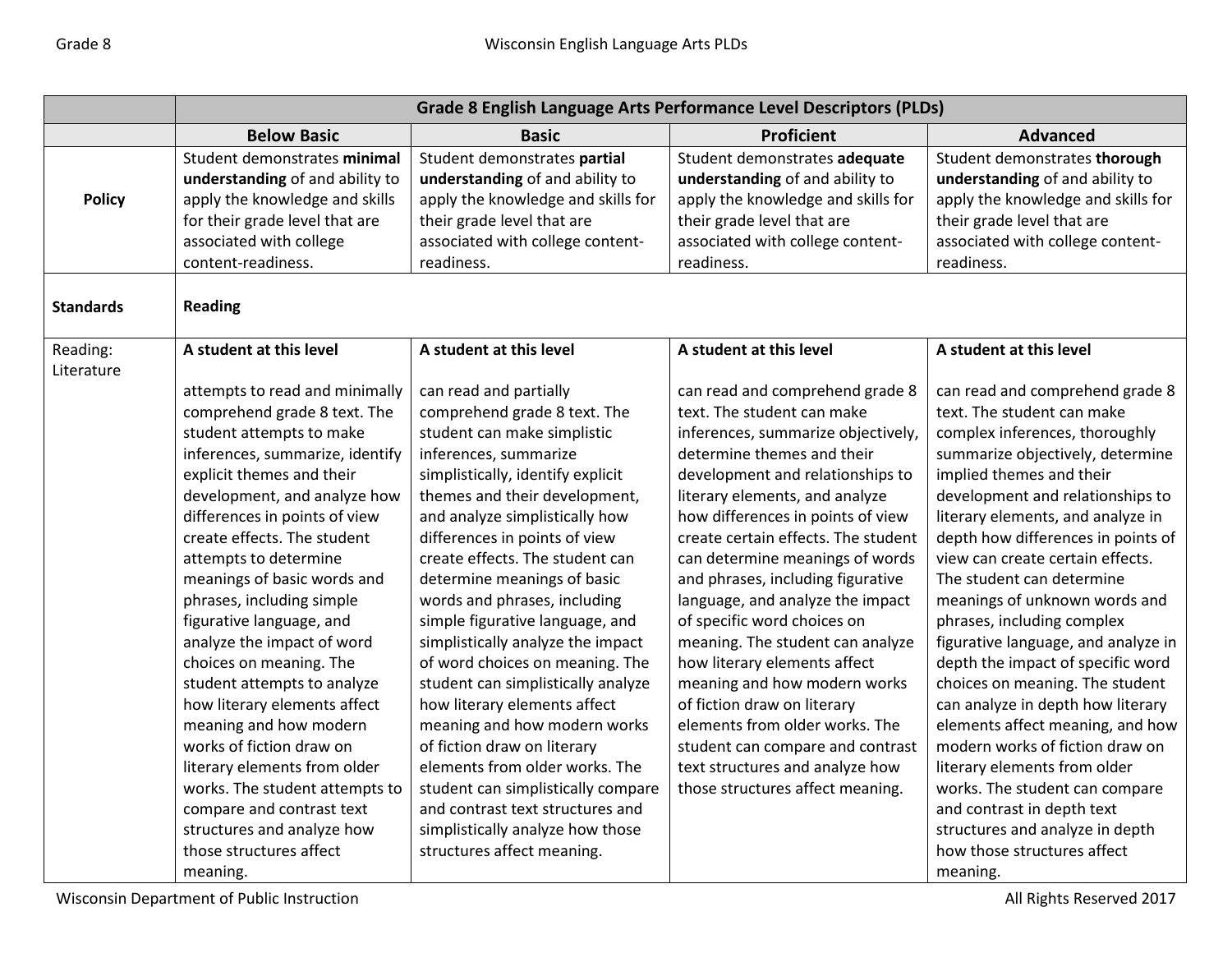| | Grade 8 English Language Arts Performance Level Descriptors (PLDs) | | | |
|---|---|---|---|---|
| | **Below Basic** | **Basic** | **Proficient** | **Advanced** |
| **Policy** | Student demonstrates **minimal understanding** of and ability to apply the knowledge and skills for their grade level that are associated with college content-readiness. | Student demonstrates **partial understanding** of and ability to apply the knowledge and skills for their grade level that are associated with college content-readiness. | Student demonstrates **adequate understanding** of and ability to apply the knowledge and skills for their grade level that are associated with college content-readiness. | Student demonstrates **thorough understanding** of and ability to apply the knowledge and skills for their grade level that are associated with college content-readiness. |
| **Standards** | **Reading** | | | |
| Reading: Literature | **A student at this level** attempts to read and minimally comprehend grade 8 text. The student attempts to make inferences, summarize, identify explicit themes and their development, and analyze how differences in points of view create effects. The student attempts to determine meanings of basic words and phrases, including simple figurative language, and analyze the impact of word choices on meaning. The student attempts to analyze how literary elements affect meaning and how modern works of fiction draw on literary elements from older works. The student attempts to compare and contrast text structures and analyze how those structures affect meaning. | **A student at this level** can read and partially comprehend grade 8 text. The student can make simplistic inferences, summarize simplistically, identify explicit themes and their development, and analyze simplistically how differences in points of view create effects. The student can determine meanings of basic words and phrases, including simple figurative language, and simplistically analyze the impact of word choices on meaning. The student can simplistically analyze how literary elements affect meaning and how modern works of fiction draw on literary elements from older works. The student can simplistically compare and contrast text structures and simplistically analyze how those structures affect meaning. | **A student at this level** can read and comprehend grade 8 text. The student can make inferences, summarize objectively, determine themes and their development and relationships to literary elements, and analyze how differences in points of view create certain effects. The student can determine meanings of words and phrases, including figurative language, and analyze the impact of specific word choices on meaning. The student can analyze how literary elements affect meaning and how modern works of fiction draw on literary elements from older works. The student can compare and contrast text structures and analyze how those structures affect meaning. | **A student at this level** can read and comprehend grade 8 text. The student can make complex inferences, thoroughly summarize objectively, determine implied themes and their development and relationships to literary elements, and analyze in depth how differences in points of view can create certain effects. The student can determine meanings of unknown words and phrases, including complex figurative language, and analyze in depth the impact of specific word choices on meaning. The student can analyze in depth how literary elements affect meaning, and how modern works of fiction draw on literary elements from older works. The student can compare and contrast in depth text structures and analyze in depth how those structures affect meaning. |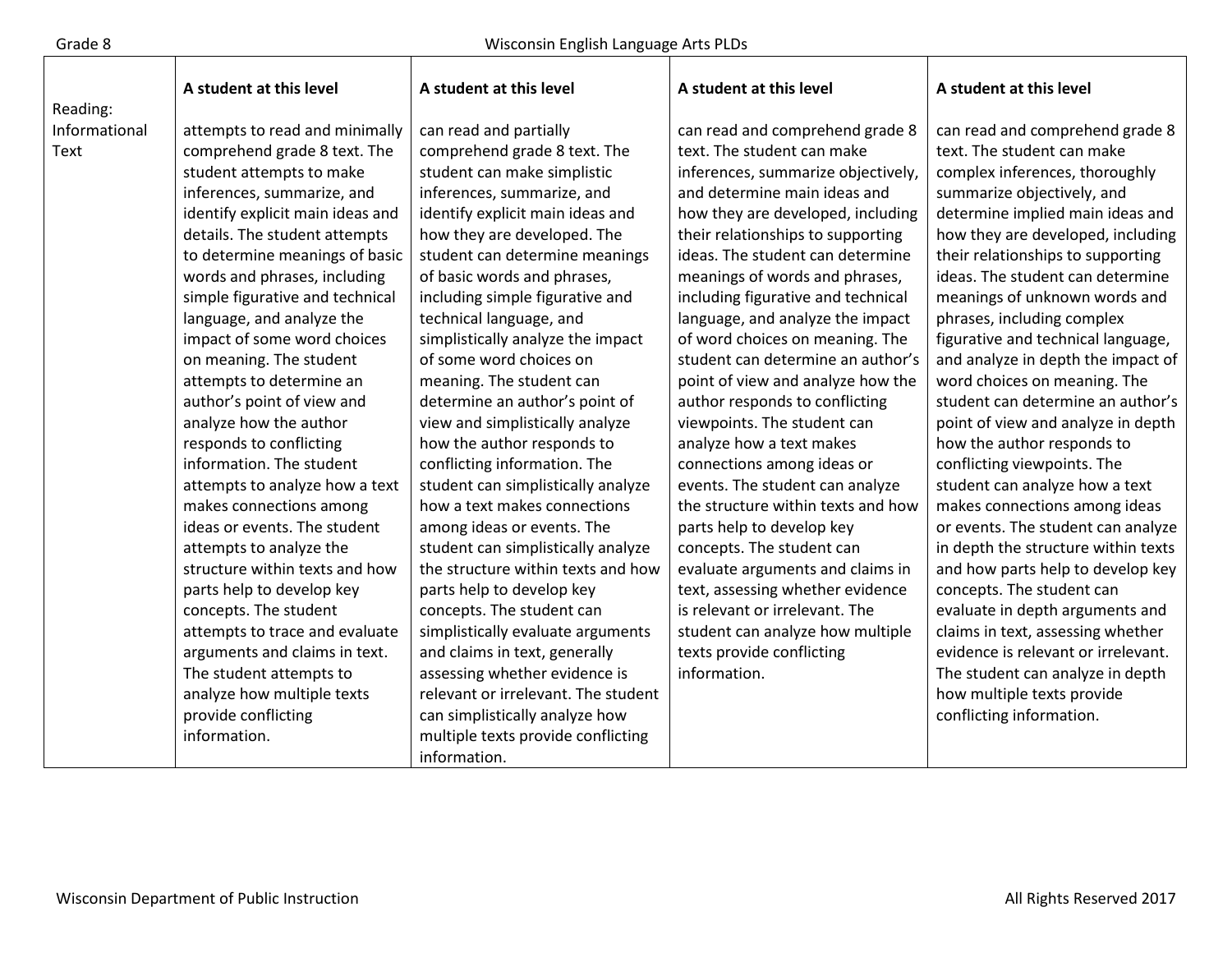| Reading: Informational Text | A student at this level | A student at this level | A student at this level | A student at this level |
|---|---|---|---|---|
| | attempts to read and minimally comprehend grade 8 text. The student attempts to make inferences, summarize, and identify explicit main ideas and details. The student attempts to determine meanings of basic words and phrases, including simple figurative and technical language, and analyze the impact of some word choices on meaning. The student attempts to determine an author's point of view and analyze how the author responds to conflicting information. The student attempts to analyze how a text makes connections among ideas or events. The student attempts to analyze the structure within texts and how parts help to develop key concepts. The student attempts to trace and evaluate arguments and claims in text. The student attempts to analyze how multiple texts provide conflicting information. | can read and partially comprehend grade 8 text. The student can make simplistic inferences, summarize, and identify explicit main ideas and how they are developed. The student can determine meanings of basic words and phrases, including simple figurative and technical language, and simplistically analyze the impact of some word choices on meaning. The student can determine an author's point of view and simplistically analyze how the author responds to conflicting information. The student can simplistically analyze how a text makes connections among ideas or events. The student can simplistically analyze the structure within texts and how parts help to develop key concepts. The student can simplistically evaluate arguments and claims in text, generally assessing whether evidence is relevant or irrelevant. The student can simplistically analyze how multiple texts provide conflicting information. | can read and comprehend grade 8 text. The student can make inferences, summarize objectively, and determine main ideas and how they are developed, including their relationships to supporting ideas. The student can determine meanings of words and phrases, including figurative and technical language, and analyze the impact of word choices on meaning. The student can determine an author's point of view and analyze how the author responds to conflicting viewpoints. The student can analyze how a text makes connections among ideas or events. The student can analyze the structure within texts and how parts help to develop key concepts. The student can evaluate arguments and claims in text, assessing whether evidence is relevant or irrelevant. The student can analyze how multiple texts provide conflicting information. | can read and comprehend grade 8 text. The student can make complex inferences, thoroughly summarize objectively, and determine implied main ideas and how they are developed, including their relationships to supporting ideas. The student can determine meanings of unknown words and phrases, including complex figurative and technical language, and analyze in depth the impact of word choices on meaning. The student can determine an author's point of view and analyze in depth how the author responds to conflicting viewpoints. The student can analyze how a text makes connections among ideas or events. The student can analyze in depth the structure within texts and how parts help to develop key concepts. The student can evaluate in depth arguments and claims in text, assessing whether evidence is relevant or irrelevant. The student can analyze in depth how multiple texts provide conflicting information. |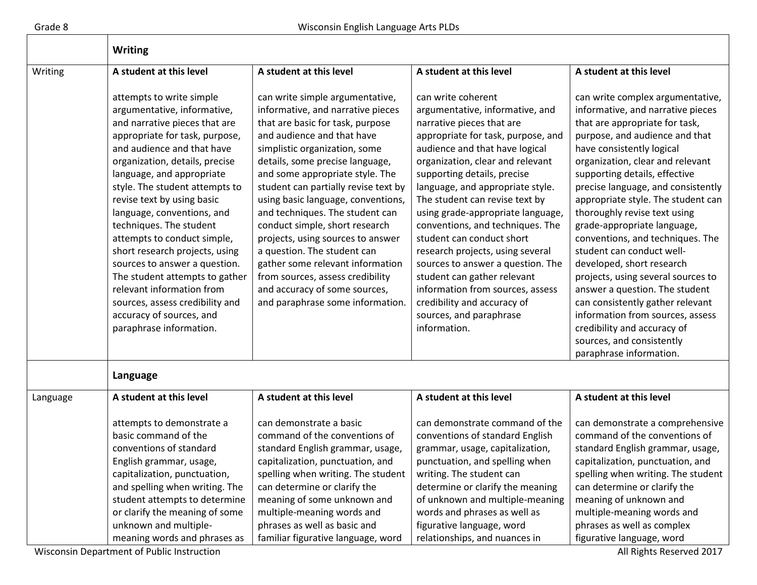| | Writing | | | |
|---|---|---|---|---|
| Writing | **A student at this level**<br><br>attempts to write simple argumentative, informative, and narrative pieces that are appropriate for task, purpose, and audience and that have organization, details, precise language, and appropriate style. The student attempts to revise text by using basic language, conventions, and techniques. The student attempts to conduct simple, short research projects, using sources to answer a question. The student attempts to gather relevant information from sources, assess credibility and accuracy of sources, and paraphrase information. | **A student at this level**<br><br>can write simple argumentative, informative, and narrative pieces that are basic for task, purpose and audience and that have simplistic organization, some details, some precise language, and some appropriate style. The student can partially revise text by using basic language, conventions, and techniques. The student can conduct simple, short research projects, using sources to answer a question. The student can gather some relevant information from sources, assess credibility and accuracy of some sources, and paraphrase some information. | **A student at this level**<br><br>can write coherent argumentative, informative, and narrative pieces that are appropriate for task, purpose, and audience and that have logical organization, clear and relevant supporting details, precise language, and appropriate style. The student can revise text by using grade-appropriate language, conventions, and techniques. The student can conduct short research projects, using several sources to answer a question. The student can gather relevant information from sources, assess credibility and accuracy of sources, and paraphrase information. | **A student at this level**<br><br>can write complex argumentative, informative, and narrative pieces that are appropriate for task, purpose, and audience and that have consistently logical organization, clear and relevant supporting details, effective precise language, and consistently appropriate style. The student can thoroughly revise text using grade-appropriate language, conventions, and techniques. The student can conduct well-developed, short research projects, using several sources to answer a question. The student can consistently gather relevant information from sources, assess credibility and accuracy of sources, and consistently paraphrase information. |
| | **Language** | | | |
| Language | **A student at this level**<br><br>attempts to demonstrate a basic command of the conventions of standard English grammar, usage, capitalization, punctuation, and spelling when writing. The student attempts to determine or clarify the meaning of some unknown and multiple-meaning words and phrases as | **A student at this level**<br><br>can demonstrate a basic command of the conventions of standard English grammar, usage, capitalization, punctuation, and spelling when writing. The student can determine or clarify the meaning of some unknown and multiple-meaning words and phrases as well as basic and familiar figurative language, word | **A student at this level**<br><br>can demonstrate command of the conventions of standard English grammar, usage, capitalization, punctuation, and spelling when writing. The student can determine or clarify the meaning of unknown and multiple-meaning words and phrases as well as figurative language, word relationships, and nuances in | **A student at this level**<br><br>can demonstrate a comprehensive command of the conventions of standard English grammar, usage, capitalization, punctuation, and spelling when writing. The student can determine or clarify the meaning of unknown and multiple-meaning words and phrases as well as complex figurative language, word |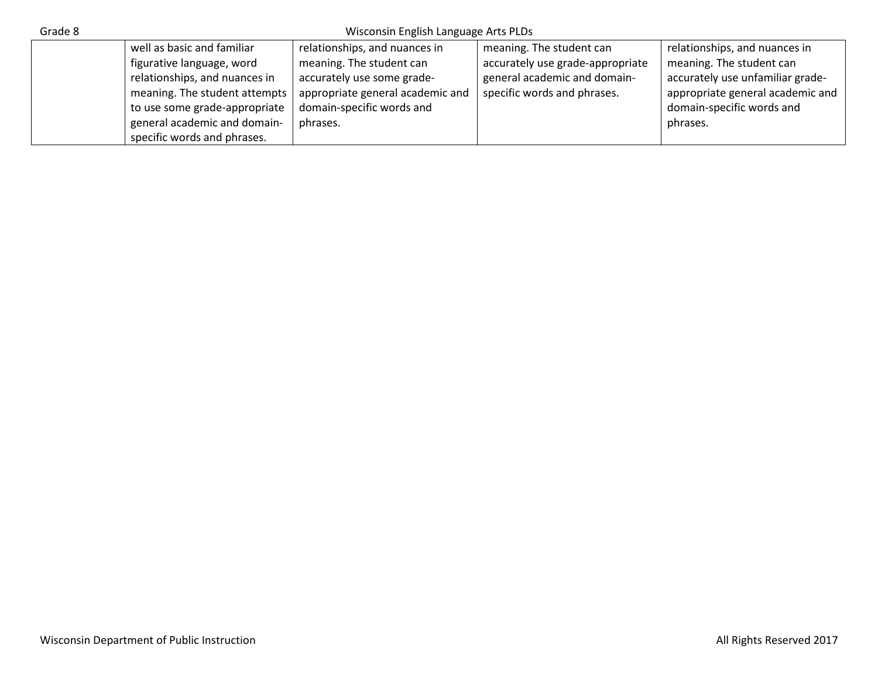| | | | | |
|---|---|---|---|---|
| | well as basic and familiar figurative language, word relationships, and nuances in meaning. The student attempts to use some grade-appropriate general academic and domain-specific words and phrases. | relationships, and nuances in meaning. The student can accurately use some grade-appropriate general academic and domain-specific words and phrases. | meaning. The student can accurately use grade-appropriate general academic and domain-specific words and phrases. | relationships, and nuances in meaning. The student can accurately use unfamiliar grade-appropriate general academic and domain-specific words and phrases. |